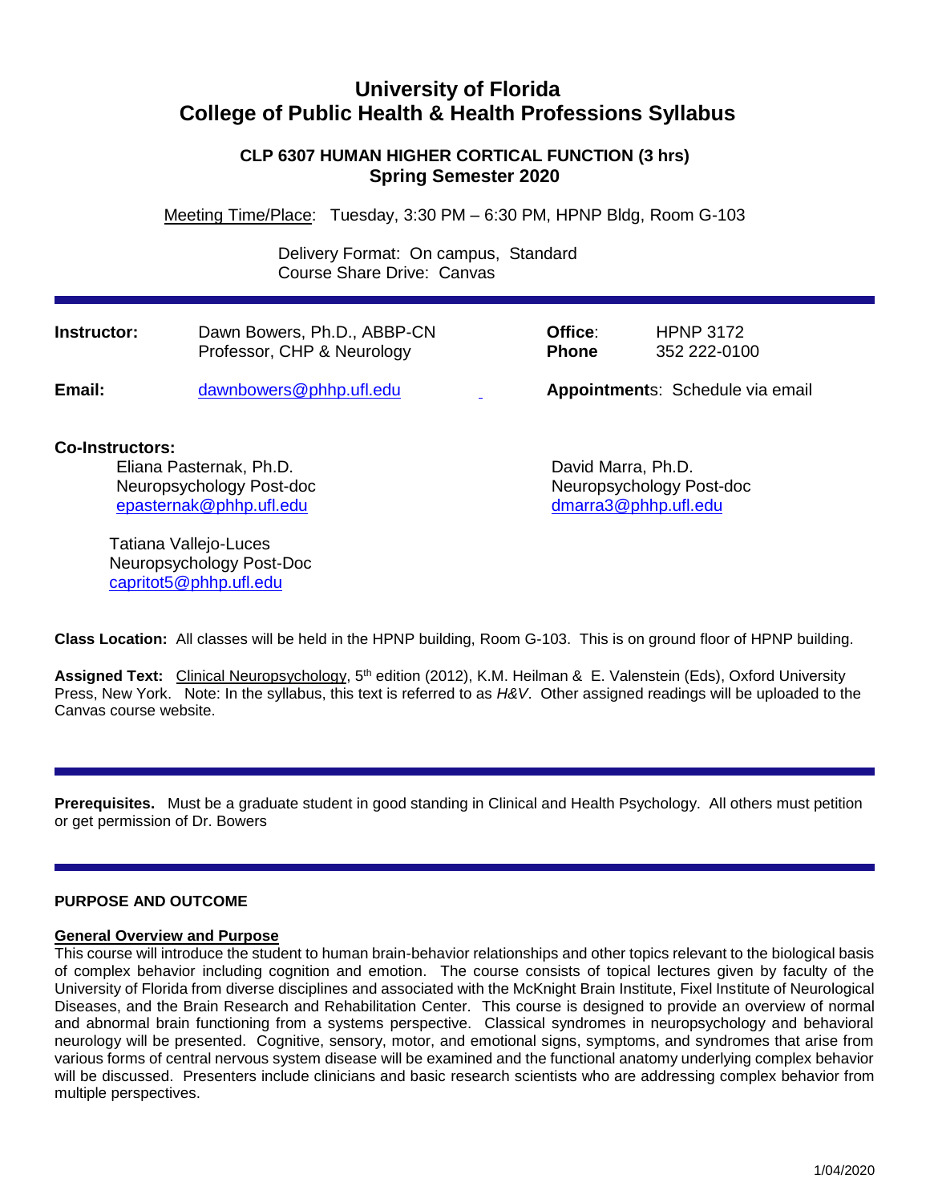# University of Florida
# College of Public Health & Health Professions Syllabus

### CLP 6307 HUMAN HIGHER CORTICAL FUNCTION (3 hrs)
### Spring Semester 2020

Meeting Time/Place: Tuesday, 3:30 PM – 6:30 PM, HPNP Bldg, Room G-103

Delivery Format: On campus, Standard
Course Share Drive: Canvas

---

**Instructor:** Dawn Bowers, Ph.D., ABBP-CN
Professor, CHP & Neurology

**Office**: HPNP 3172
**Phone** 352 222-0100

**Email:** dawnbowers@phhp.ufl.edu

**Appointments**: Schedule via email

**Co-Instructors:**

Eliana Pasternak, Ph.D.
Neuropsychology Post-doc
epasternak@phhp.ufl.edu

David Marra, Ph.D.
Neuropsychology Post-doc
dmarra3@phhp.ufl.edu

Tatiana Vallejo-Luces
Neuropsychology Post-Doc
capritot5@phhp.ufl.edu

**Class Location:** All classes will be held in the HPNP building, Room G-103. This is on ground floor of HPNP building.

**Assigned Text:** Clinical Neuropsychology, 5th edition (2012), K.M. Heilman & E. Valenstein (Eds), Oxford University Press, New York. Note: In the syllabus, this text is referred to as *H&V*. Other assigned readings will be uploaded to the Canvas course website.

---

**Prerequisites.** Must be a graduate student in good standing in Clinical and Health Psychology. All others must petition or get permission of Dr. Bowers

---

## PURPOSE AND OUTCOME

### General Overview and Purpose

This course will introduce the student to human brain-behavior relationships and other topics relevant to the biological basis of complex behavior including cognition and emotion. The course consists of topical lectures given by faculty of the University of Florida from diverse disciplines and associated with the McKnight Brain Institute, Fixel Institute of Neurological Diseases, and the Brain Research and Rehabilitation Center. This course is designed to provide an overview of normal and abnormal brain functioning from a systems perspective. Classical syndromes in neuropsychology and behavioral neurology will be presented. Cognitive, sensory, motor, and emotional signs, symptoms, and syndromes that arise from various forms of central nervous system disease will be examined and the functional anatomy underlying complex behavior will be discussed. Presenters include clinicians and basic research scientists who are addressing complex behavior from multiple perspectives.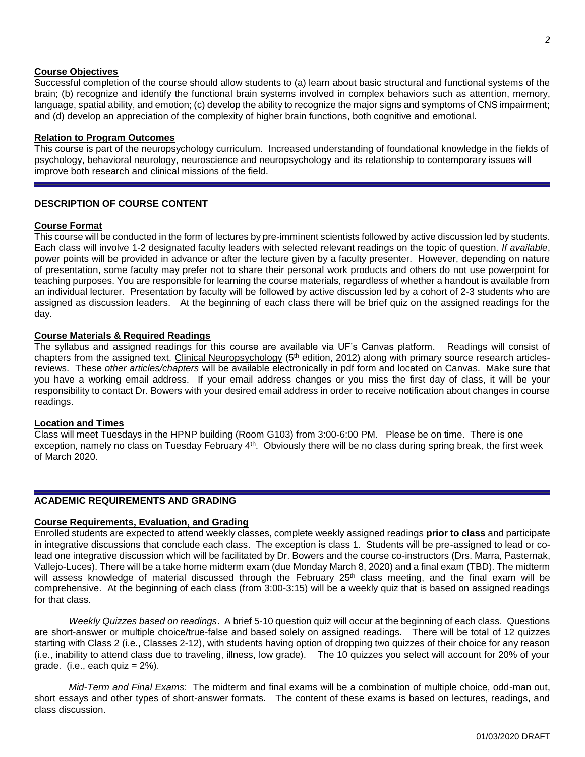**Course Objectives**

Successful completion of the course should allow students to (a) learn about basic structural and functional systems of the brain; (b) recognize and identify the functional brain systems involved in complex behaviors such as attention, memory, language, spatial ability, and emotion; (c) develop the ability to recognize the major signs and symptoms of CNS impairment; and (d) develop an appreciation of the complexity of higher brain functions, both cognitive and emotional.

**Relation to Program Outcomes**

This course is part of the neuropsychology curriculum. Increased understanding of foundational knowledge in the fields of psychology, behavioral neurology, neuroscience and neuropsychology and its relationship to contemporary issues will improve both research and clinical missions of the field.

## DESCRIPTION OF COURSE CONTENT

**Course Format**

This course will be conducted in the form of lectures by pre-imminent scientists followed by active discussion led by students. Each class will involve 1-2 designated faculty leaders with selected relevant readings on the topic of question. *If available*, power points will be provided in advance or after the lecture given by a faculty presenter. However, depending on nature of presentation, some faculty may prefer not to share their personal work products and others do not use powerpoint for teaching purposes. You are responsible for learning the course materials, regardless of whether a handout is available from an individual lecturer. Presentation by faculty will be followed by active discussion led by a cohort of 2-3 students who are assigned as discussion leaders. At the beginning of each class there will be brief quiz on the assigned readings for the day.

**Course Materials & Required Readings**

The syllabus and assigned readings for this course are available via UF's Canvas platform. Readings will consist of chapters from the assigned text, Clinical Neuropsychology (5th edition, 2012) along with primary source research articles-reviews. These *other articles/chapters* will be available electronically in pdf form and located on Canvas. Make sure that you have a working email address. If your email address changes or you miss the first day of class, it will be your responsibility to contact Dr. Bowers with your desired email address in order to receive notification about changes in course readings.

**Location and Times**

Class will meet Tuesdays in the HPNP building (Room G103) from 3:00-6:00 PM. Please be on time. There is one exception, namely no class on Tuesday February 4th. Obviously there will be no class during spring break, the first week of March 2020.

## ACADEMIC REQUIREMENTS AND GRADING

**Course Requirements, Evaluation, and Grading**

Enrolled students are expected to attend weekly classes, complete weekly assigned readings **prior to class** and participate in integrative discussions that conclude each class. The exception is class 1. Students will be pre-assigned to lead or co-lead one integrative discussion which will be facilitated by Dr. Bowers and the course co-instructors (Drs. Marra, Pasternak, Vallejo-Luces). There will be a take home midterm exam (due Monday March 8, 2020) and a final exam (TBD). The midterm will assess knowledge of material discussed through the February 25th class meeting, and the final exam will be comprehensive. At the beginning of each class (from 3:00-3:15) will be a weekly quiz that is based on assigned readings for that class.

*Weekly Quizzes based on readings*. A brief 5-10 question quiz will occur at the beginning of each class. Questions are short-answer or multiple choice/true-false and based solely on assigned readings. There will be total of 12 quizzes starting with Class 2 (i.e., Classes 2-12), with students having option of dropping two quizzes of their choice for any reason (i.e., inability to attend class due to traveling, illness, low grade). The 10 quizzes you select will account for 20% of your grade. (i.e., each quiz = 2%).

*Mid-Term and Final Exams*: The midterm and final exams will be a combination of multiple choice, odd-man out, short essays and other types of short-answer formats. The content of these exams is based on lectures, readings, and class discussion.

01/03/2020 DRAFT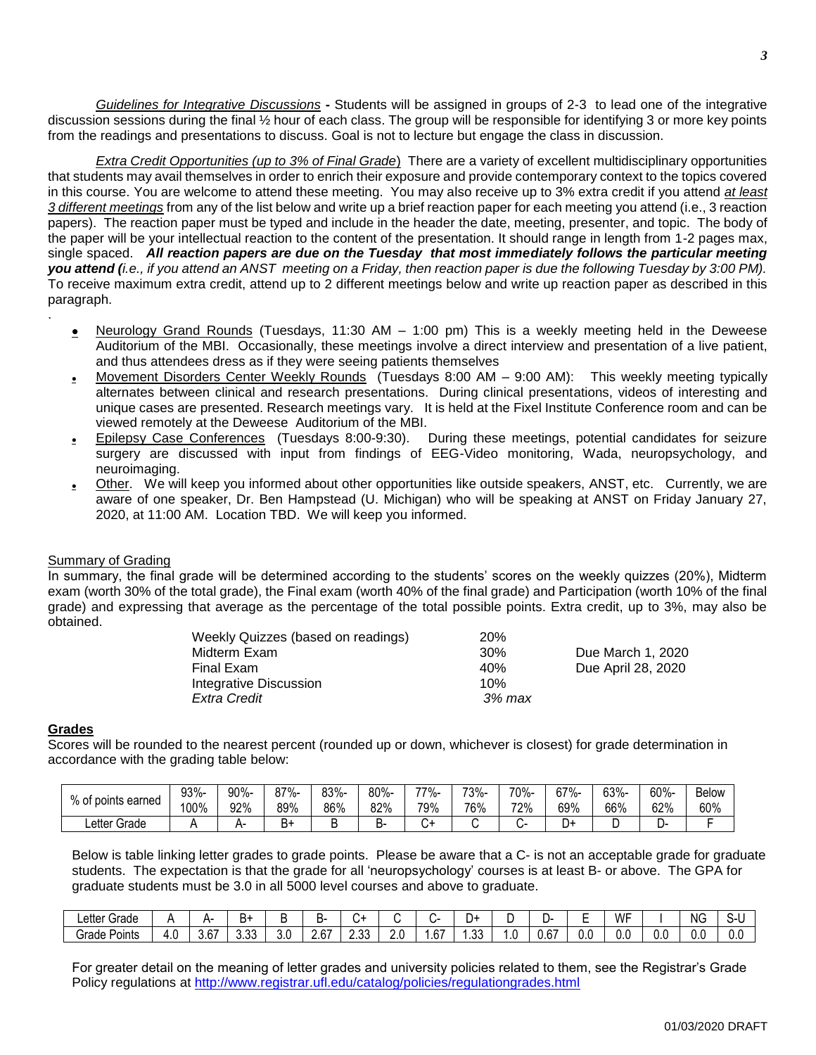*Guidelines for Integrative Discussions* **-** Students will be assigned in groups of 2-3 to lead one of the integrative discussion sessions during the final ½ hour of each class. The group will be responsible for identifying 3 or more key points from the readings and presentations to discuss. Goal is not to lecture but engage the class in discussion.

*Extra Credit Opportunities (up to 3% of Final Grade*) There are a variety of excellent multidisciplinary opportunities that students may avail themselves in order to enrich their exposure and provide contemporary context to the topics covered in this course. You are welcome to attend these meeting. You may also receive up to 3% extra credit if you attend *at least 3 different meetings* from any of the list below and write up a brief reaction paper for each meeting you attend (i.e., 3 reaction papers). The reaction paper must be typed and include in the header the date, meeting, presenter, and topic. The body of the paper will be your intellectual reaction to the content of the presentation. It should range in length from 1-2 pages max, single spaced. ***All reaction papers are due on the Tuesday that most immediately follows the particular meeting you attend (****i.e., if you attend an ANST meeting on a Friday, then reaction paper is due the following Tuesday by 3:00 PM).* To receive maximum extra credit, attend up to 2 different meetings below and write up reaction paper as described in this paragraph.

.

- Neurology Grand Rounds (Tuesdays, 11:30 AM – 1:00 pm) This is a weekly meeting held in the Deweese Auditorium of the MBI. Occasionally, these meetings involve a direct interview and presentation of a live patient, and thus attendees dress as if they were seeing patients themselves
- Movement Disorders Center Weekly Rounds (Tuesdays 8:00 AM – 9:00 AM): This weekly meeting typically alternates between clinical and research presentations. During clinical presentations, videos of interesting and unique cases are presented. Research meetings vary. It is held at the Fixel Institute Conference room and can be viewed remotely at the Deweese Auditorium of the MBI.
- Epilepsy Case Conferences (Tuesdays 8:00-9:30). During these meetings, potential candidates for seizure surgery are discussed with input from findings of EEG-Video monitoring, Wada, neuropsychology, and neuroimaging.
- Other. We will keep you informed about other opportunities like outside speakers, ANST, etc. Currently, we are aware of one speaker, Dr. Ben Hampstead (U. Michigan) who will be speaking at ANST on Friday January 27, 2020, at 11:00 AM. Location TBD. We will keep you informed.

Summary of Grading

In summary, the final grade will be determined according to the students' scores on the weekly quizzes (20%), Midterm exam (worth 30% of the total grade), the Final exam (worth 40% of the final grade) and Participation (worth 10% of the final grade) and expressing that average as the percentage of the total possible points. Extra credit, up to 3%, may also be obtained.

| | | |
|---|---|---|
| Weekly Quizzes (based on readings) | 20% | |
| Midterm Exam | 30% | Due March 1, 2020 |
| Final Exam | 40% | Due April 28, 2020 |
| Integrative Discussion | 10% | |
| *Extra Credit* | *3% max* | |

**Grades**

Scores will be rounded to the nearest percent (rounded up or down, whichever is closest) for grade determination in accordance with the grading table below:

| % of points earned | 93%-100% | 90%-92% | 87%-89% | 83%-86% | 80%-82% | 77%-79% | 73%-76% | 70%-72% | 67%-69% | 63%-66% | 60%-62% | Below 60% |
|---|---|---|---|---|---|---|---|---|---|---|---|---|
| Letter Grade | A | A- | B+ | B | B- | C+ | C | C- | D+ | D | D- | F |

Below is table linking letter grades to grade points. Please be aware that a C- is not an acceptable grade for graduate students. The expectation is that the grade for all 'neuropsychology' courses is at least B- or above. The GPA for graduate students must be 3.0 in all 5000 level courses and above to graduate.

| Letter Grade | A | A- | B+ | B | B- | C+ | C | C- | D+ | D | D- | E | WF | I | NG | S-U |
|---|---|---|---|---|---|---|---|---|---|---|---|---|---|---|---|---|
| Grade Points | 4.0 | 3.67 | 3.33 | 3.0 | 2.67 | 2.33 | 2.0 | 1.67 | 1.33 | 1.0 | 0.67 | 0.0 | 0.0 | 0.0 | 0.0 | 0.0 |

For greater detail on the meaning of letter grades and university policies related to them, see the Registrar's Grade Policy regulations at http://www.registrar.ufl.edu/catalog/policies/regulationgrades.html

01/03/2020 DRAFT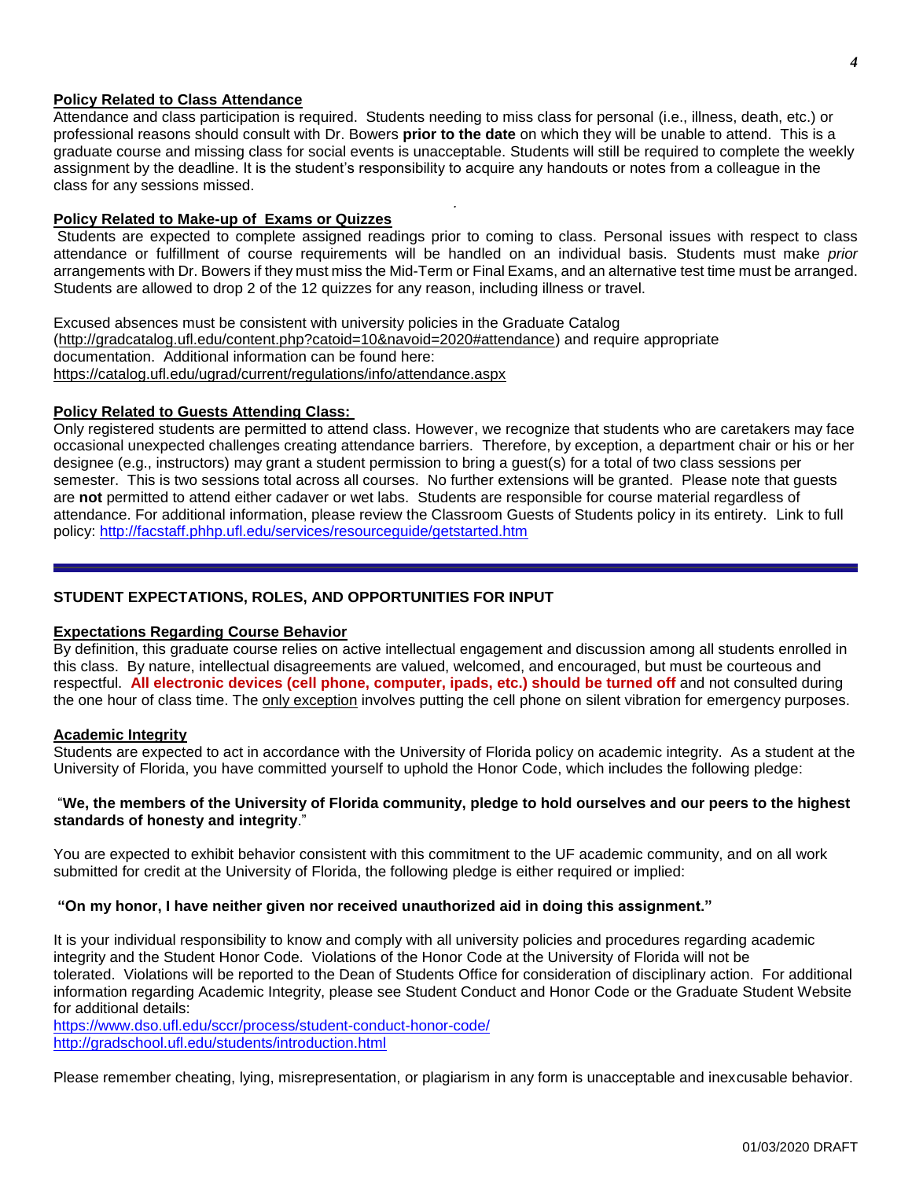**Policy Related to Class Attendance**

Attendance and class participation is required. Students needing to miss class for personal (i.e., illness, death, etc.) or professional reasons should consult with Dr. Bowers **prior to the date** on which they will be unable to attend. This is a graduate course and missing class for social events is unacceptable. Students will still be required to complete the weekly assignment by the deadline. It is the student's responsibility to acquire any handouts or notes from a colleague in the class for any sessions missed.

**Policy Related to Make-up of Exams or Quizzes**

Students are expected to complete assigned readings prior to coming to class. Personal issues with respect to class attendance or fulfillment of course requirements will be handled on an individual basis. Students must make *prior* arrangements with Dr. Bowers if they must miss the Mid-Term or Final Exams, and an alternative test time must be arranged. Students are allowed to drop 2 of the 12 quizzes for any reason, including illness or travel.

Excused absences must be consistent with university policies in the Graduate Catalog (http://gradcatalog.ufl.edu/content.php?catoid=10&navoid=2020#attendance) and require appropriate documentation. Additional information can be found here: https://catalog.ufl.edu/ugrad/current/regulations/info/attendance.aspx

**Policy Related to Guests Attending Class:**

Only registered students are permitted to attend class. However, we recognize that students who are caretakers may face occasional unexpected challenges creating attendance barriers. Therefore, by exception, a department chair or his or her designee (e.g., instructors) may grant a student permission to bring a guest(s) for a total of two class sessions per semester. This is two sessions total across all courses. No further extensions will be granted. Please note that guests are **not** permitted to attend either cadaver or wet labs. Students are responsible for course material regardless of attendance. For additional information, please review the Classroom Guests of Students policy in its entirety. Link to full policy: http://facstaff.phhp.ufl.edu/services/resourceguide/getstarted.htm

---

## STUDENT EXPECTATIONS, ROLES, AND OPPORTUNITIES FOR INPUT

**Expectations Regarding Course Behavior**

By definition, this graduate course relies on active intellectual engagement and discussion among all students enrolled in this class. By nature, intellectual disagreements are valued, welcomed, and encouraged, but must be courteous and respectful. **All electronic devices (cell phone, computer, ipads, etc.) should be turned off** and not consulted during the one hour of class time. The only exception involves putting the cell phone on silent vibration for emergency purposes.

**Academic Integrity**

Students are expected to act in accordance with the University of Florida policy on academic integrity. As a student at the University of Florida, you have committed yourself to uphold the Honor Code, which includes the following pledge:

"**We, the members of the University of Florida community, pledge to hold ourselves and our peers to the highest standards of honesty and integrity**."

You are expected to exhibit behavior consistent with this commitment to the UF academic community, and on all work submitted for credit at the University of Florida, the following pledge is either required or implied:

**"On my honor, I have neither given nor received unauthorized aid in doing this assignment."**

It is your individual responsibility to know and comply with all university policies and procedures regarding academic integrity and the Student Honor Code. Violations of the Honor Code at the University of Florida will not be tolerated. Violations will be reported to the Dean of Students Office for consideration of disciplinary action. For additional information regarding Academic Integrity, please see Student Conduct and Honor Code or the Graduate Student Website for additional details:

https://www.dso.ufl.edu/sccr/process/student-conduct-honor-code/
http://gradschool.ufl.edu/students/introduction.html

Please remember cheating, lying, misrepresentation, or plagiarism in any form is unacceptable and inexcusable behavior.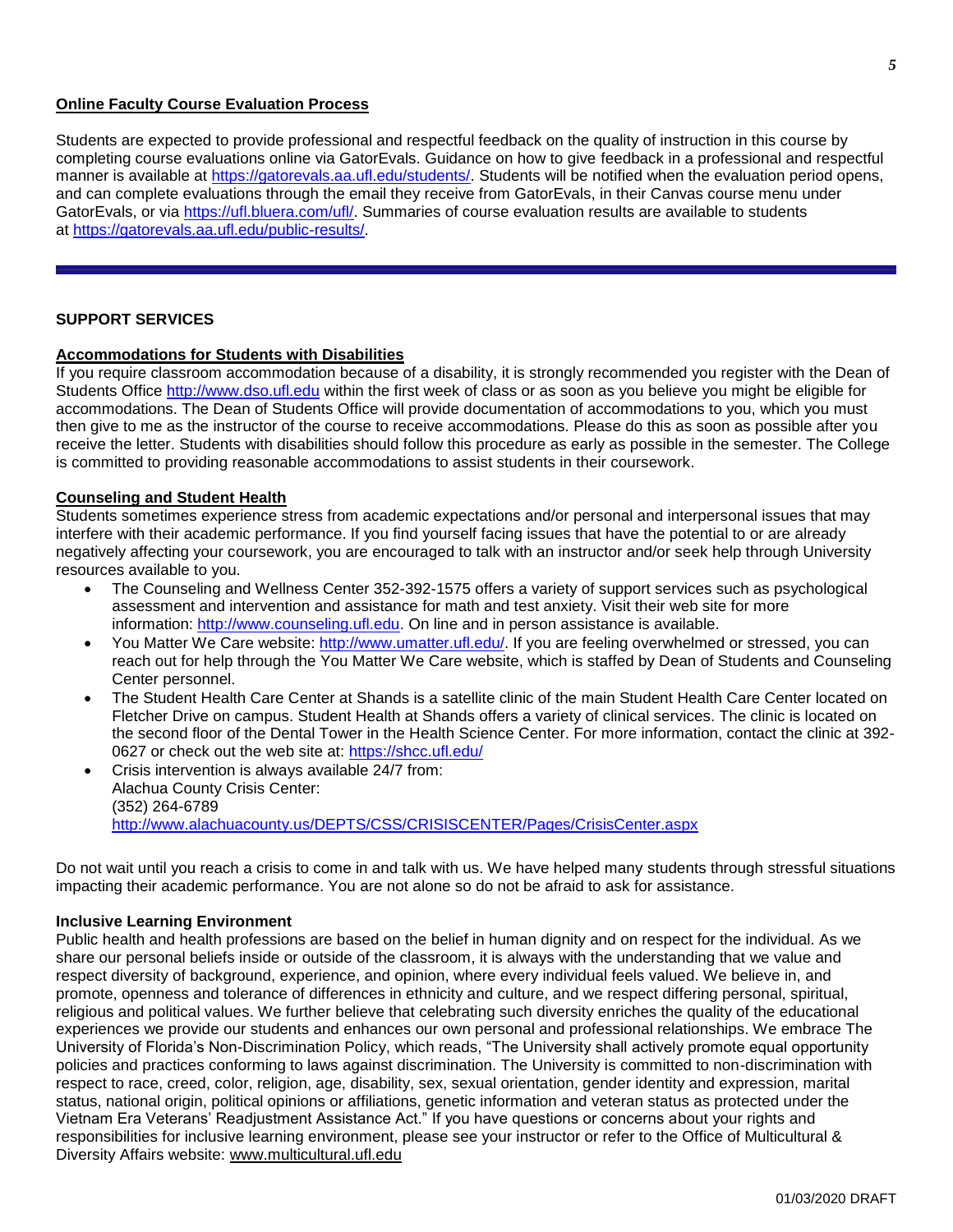### Online Faculty Course Evaluation Process

Students are expected to provide professional and respectful feedback on the quality of instruction in this course by completing course evaluations online via GatorEvals. Guidance on how to give feedback in a professional and respectful manner is available at https://gatorevals.aa.ufl.edu/students/. Students will be notified when the evaluation period opens, and can complete evaluations through the email they receive from GatorEvals, in their Canvas course menu under GatorEvals, or via https://ufl.bluera.com/ufl/. Summaries of course evaluation results are available to students at https://gatorevals.aa.ufl.edu/public-results/.

---

## SUPPORT SERVICES

### Accommodations for Students with Disabilities

If you require classroom accommodation because of a disability, it is strongly recommended you register with the Dean of Students Office http://www.dso.ufl.edu within the first week of class or as soon as you believe you might be eligible for accommodations. The Dean of Students Office will provide documentation of accommodations to you, which you must then give to me as the instructor of the course to receive accommodations. Please do this as soon as possible after you receive the letter. Students with disabilities should follow this procedure as early as possible in the semester. The College is committed to providing reasonable accommodations to assist students in their coursework.

### Counseling and Student Health

Students sometimes experience stress from academic expectations and/or personal and interpersonal issues that may interfere with their academic performance. If you find yourself facing issues that have the potential to or are already negatively affecting your coursework, you are encouraged to talk with an instructor and/or seek help through University resources available to you.

- The Counseling and Wellness Center 352-392-1575 offers a variety of support services such as psychological assessment and intervention and assistance for math and test anxiety. Visit their web site for more information: http://www.counseling.ufl.edu. On line and in person assistance is available.
- You Matter We Care website: http://www.umatter.ufl.edu/. If you are feeling overwhelmed or stressed, you can reach out for help through the You Matter We Care website, which is staffed by Dean of Students and Counseling Center personnel.
- The Student Health Care Center at Shands is a satellite clinic of the main Student Health Care Center located on Fletcher Drive on campus. Student Health at Shands offers a variety of clinical services. The clinic is located on the second floor of the Dental Tower in the Health Science Center. For more information, contact the clinic at 392-0627 or check out the web site at: https://shcc.ufl.edu/
- Crisis intervention is always available 24/7 from:
  Alachua County Crisis Center:
  (352) 264-6789
  http://www.alachuacounty.us/DEPTS/CSS/CRISISCENTER/Pages/CrisisCenter.aspx

Do not wait until you reach a crisis to come in and talk with us. We have helped many students through stressful situations impacting their academic performance. You are not alone so do not be afraid to ask for assistance.

### Inclusive Learning Environment

Public health and health professions are based on the belief in human dignity and on respect for the individual. As we share our personal beliefs inside or outside of the classroom, it is always with the understanding that we value and respect diversity of background, experience, and opinion, where every individual feels valued. We believe in, and promote, openness and tolerance of differences in ethnicity and culture, and we respect differing personal, spiritual, religious and political values. We further believe that celebrating such diversity enriches the quality of the educational experiences we provide our students and enhances our own personal and professional relationships. We embrace The University of Florida's Non-Discrimination Policy, which reads, "The University shall actively promote equal opportunity policies and practices conforming to laws against discrimination. The University is committed to non-discrimination with respect to race, creed, color, religion, age, disability, sex, sexual orientation, gender identity and expression, marital status, national origin, political opinions or affiliations, genetic information and veteran status as protected under the Vietnam Era Veterans' Readjustment Assistance Act." If you have questions or concerns about your rights and responsibilities for inclusive learning environment, please see your instructor or refer to the Office of Multicultural & Diversity Affairs website: www.multicultural.ufl.edu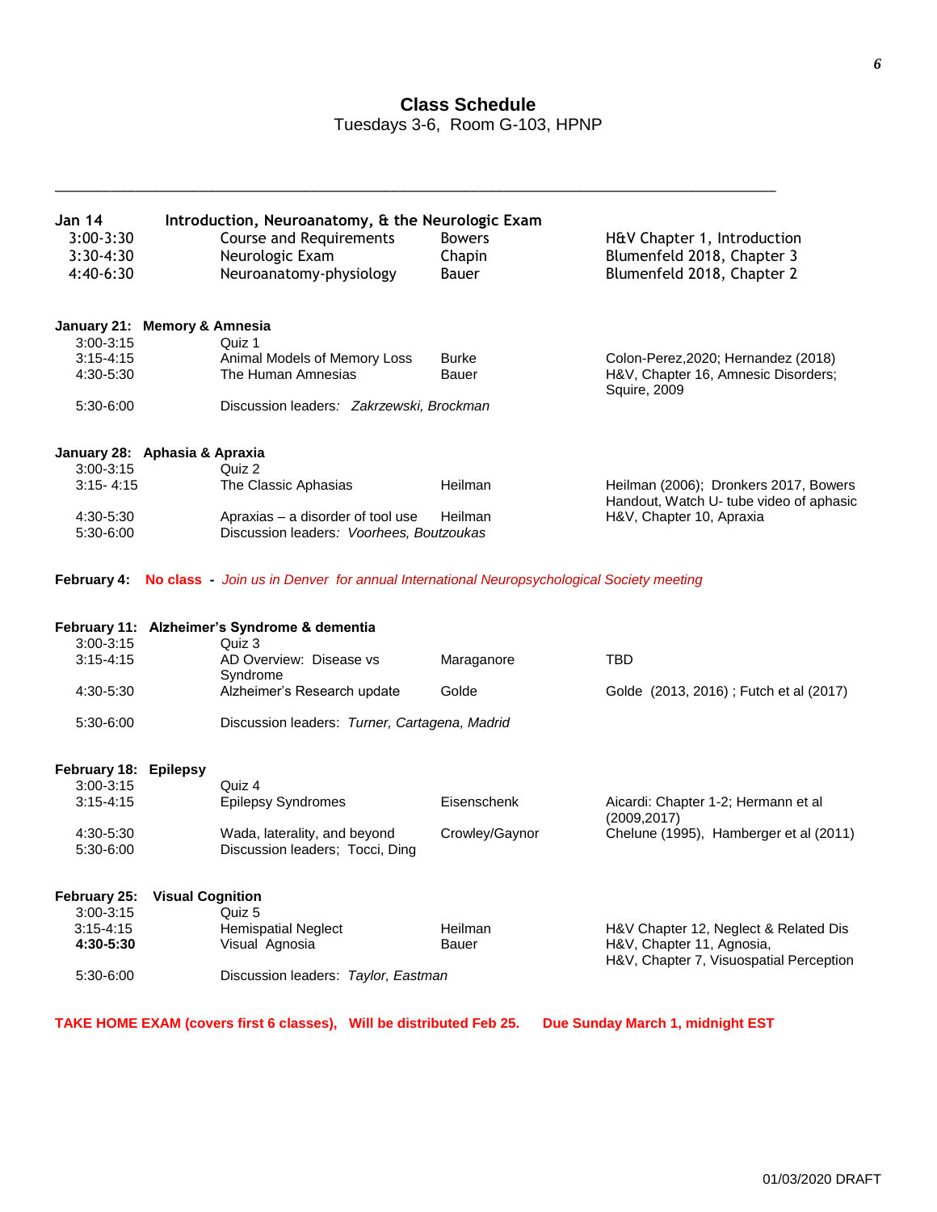# Class Schedule

Tuesdays 3-6, Room G-103, HPNP

---

**Jan 14 Introduction, Neuroanatomy, & the Neurologic Exam**

| Time | Topic | Lecturer | Readings |
|---|---|---|---|
| 3:00-3:30 | Course and Requirements | Bowers | H&V Chapter 1, Introduction |
| 3:30-4:30 | Neurologic Exam | Chapin | Blumenfeld 2018, Chapter 3 |
| 4:40-6:30 | Neuroanatomy-physiology | Bauer | Blumenfeld 2018, Chapter 2 |

**January 21: Memory & Amnesia**

| Time | Topic | Lecturer | Readings |
|---|---|---|---|
| 3:00-3:15 | Quiz 1 | | |
| 3:15-4:15 | Animal Models of Memory Loss | Burke | Colon-Perez,2020; Hernandez (2018) |
| 4:30-5:30 | The Human Amnesias | Bauer | H&V, Chapter 16, Amnesic Disorders; Squire, 2009 |
| 5:30-6:00 | Discussion leaders: *Zakrzewski, Brockman* | | |

**January 28: Aphasia & Apraxia**

| Time | Topic | Lecturer | Readings |
|---|---|---|---|
| 3:00-3:15 | Quiz 2 | | |
| 3:15- 4:15 | The Classic Aphasias | Heilman | Heilman (2006); Dronkers 2017, Bowers Handout, Watch U- tube video of aphasic |
| 4:30-5:30 | Apraxias – a disorder of tool use | Heilman | H&V, Chapter 10, Apraxia |
| 5:30-6:00 | Discussion leaders: *Voorhees, Boutzoukas* | | |

**February 4: No class** - *Join us in Denver for annual International Neuropsychological Society meeting*

**February 11: Alzheimer's Syndrome & dementia**

| Time | Topic | Lecturer | Readings |
|---|---|---|---|
| 3:00-3:15 | Quiz 3 | | |
| 3:15-4:15 | AD Overview: Disease vs Syndrome | Maraganore | TBD |
| 4:30-5:30 | Alzheimer's Research update | Golde | Golde (2013, 2016) ; Futch et al (2017) |
| 5:30-6:00 | Discussion leaders: *Turner, Cartagena, Madrid* | | |

**February 18: Epilepsy**

| Time | Topic | Lecturer | Readings |
|---|---|---|---|
| 3:00-3:15 | Quiz 4 | | |
| 3:15-4:15 | Epilepsy Syndromes | Eisenschenk | Aicardi: Chapter 1-2; Hermann et al (2009,2017) |
| 4:30-5:30 | Wada, laterality, and beyond | Crowley/Gaynor | Chelune (1995), Hamberger et al (2011) |
| 5:30-6:00 | Discussion leaders; Tocci, Ding | | |

**February 25: Visual Cognition**

| Time | Topic | Lecturer | Readings |
|---|---|---|---|
| 3:00-3:15 | Quiz 5 | | |
| 3:15-4:15 | Hemispatial Neglect | Heilman | H&V Chapter 12, Neglect & Related Dis |
| **4:30-5:30** | Visual Agnosia | Bauer | H&V, Chapter 11, Agnosia, H&V, Chapter 7, Visuospatial Perception |
| 5:30-6:00 | Discussion leaders: *Taylor, Eastman* | | |

**TAKE HOME EXAM (covers first 6 classes), Will be distributed Feb 25. Due Sunday March 1, midnight EST**

01/03/2020 DRAFT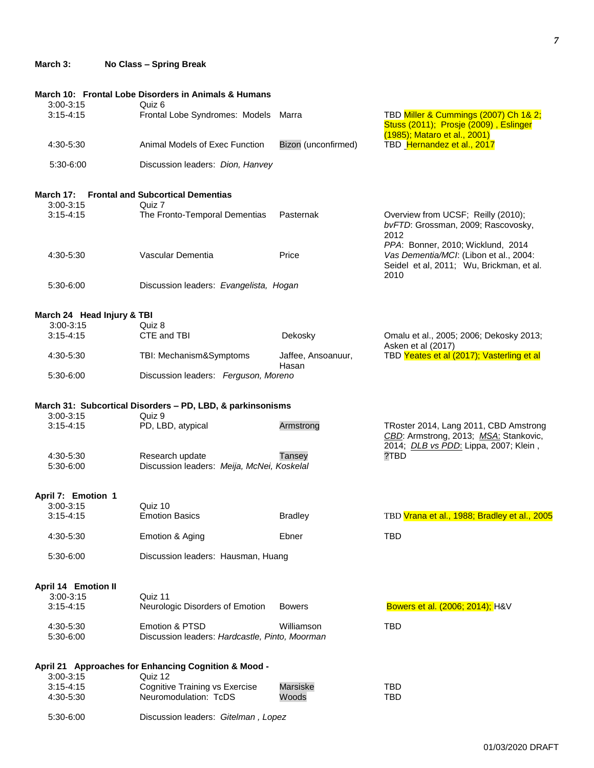**March 3: No Class – Spring Break**

**March 10: Frontal Lobe Disorders in Animals & Humans**

| | | | |
|---|---|---|---|
| 3:00-3:15 | Quiz 6 | | |
| 3:15-4:15 | Frontal Lobe Syndromes: Models | Marra | TBD Miller & Cummings (2007) Ch 1& 2; Stuss (2011); Prosje (2009) , Eslinger (1985); Mataro et al., 2001) |
| 4:30-5:30 | Animal Models of Exec Function | Bizon (unconfirmed) | TBD Hernandez et al., 2017 |
| 5:30-6:00 | Discussion leaders: *Dion, Hanvey* | | |

**March 17: Frontal and Subcortical Dementias**

| | | | |
|---|---|---|---|
| 3:00-3:15 | Quiz 7 | | |
| 3:15-4:15 | The Fronto-Temporal Dementias | Pasternak | Overview from UCSF; Reilly (2010); *bvFTD*: Grossman, 2009; Rascovosky, 2012 *PPA*: Bonner, 2010; Wicklund, 2014 |
| 4:30-5:30 | Vascular Dementia | Price | *Vas Dementia/MCI*: (Libon et al., 2004: Seidel et al, 2011; Wu, Brickman, et al. 2010 |
| 5:30-6:00 | Discussion leaders: *Evangelista, Hogan* | | |

**March 24 Head Injury & TBI**

| | | | |
|---|---|---|---|
| 3:00-3:15 | Quiz 8 | | |
| 3:15-4:15 | CTE and TBI | Dekosky | Omalu et al., 2005; 2006; Dekosky 2013; Asken et al (2017) |
| 4:30-5:30 | TBI: Mechanism&Symptoms | Jaffee, Ansoanuur, Hasan | TBD Yeates et al (2017); Vasterling et al |
| 5:30-6:00 | Discussion leaders: *Ferguson, Moreno* | | |

**March 31: Subcortical Disorders – PD, LBD, & parkinsonisms**

| | | | |
|---|---|---|---|
| 3:00-3:15 | Quiz 9 | | |
| 3:15-4:15 | PD, LBD, atypical | Armstrong | TRoster 2014, Lang 2011, CBD Amstrong <u>*CBD*</u>: Armstrong, 2013; <u>*MSA*</u>: Stankovic, 2014; <u>*DLB vs PDD*</u>: Lippa, 2007; Klein , |
| 4:30-5:30 | Research update | Tansey | ?TBD |
| 5:30-6:00 | Discussion leaders: *Meija, McNei, Koskelal* | | |

**April 7: Emotion 1**

| | | | |
|---|---|---|---|
| 3:00-3:15 | Quiz 10 | | |
| 3:15-4:15 | Emotion Basics | Bradley | TBD Vrana et al., 1988; Bradley et al., 2005 |
| 4:30-5:30 | Emotion & Aging | Ebner | TBD |
| 5:30-6:00 | Discussion leaders: Hausman, Huang | | |

**April 14 Emotion II**

| | | | |
|---|---|---|---|
| 3:00-3:15 | Quiz 11 | | |
| 3:15-4:15 | Neurologic Disorders of Emotion | Bowers | Bowers et al. (2006; 2014); H&V |
| 4:30-5:30 | Emotion & PTSD | Williamson | TBD |
| 5:30-6:00 | Discussion leaders: *Hardcastle, Pinto, Moorman* | | |

**April 21 Approaches for Enhancing Cognition & Mood -**

| | | | |
|---|---|---|---|
| 3:00-3:15 | Quiz 12 | | |
| 3:15-4:15 | Cognitive Training vs Exercise | Marsiske | TBD |
| 4:30-5:30 | Neuromodulation: TcDS | Woods | TBD |
| 5:30-6:00 | Discussion leaders: *Gitelman , Lopez* | | |

01/03/2020 DRAFT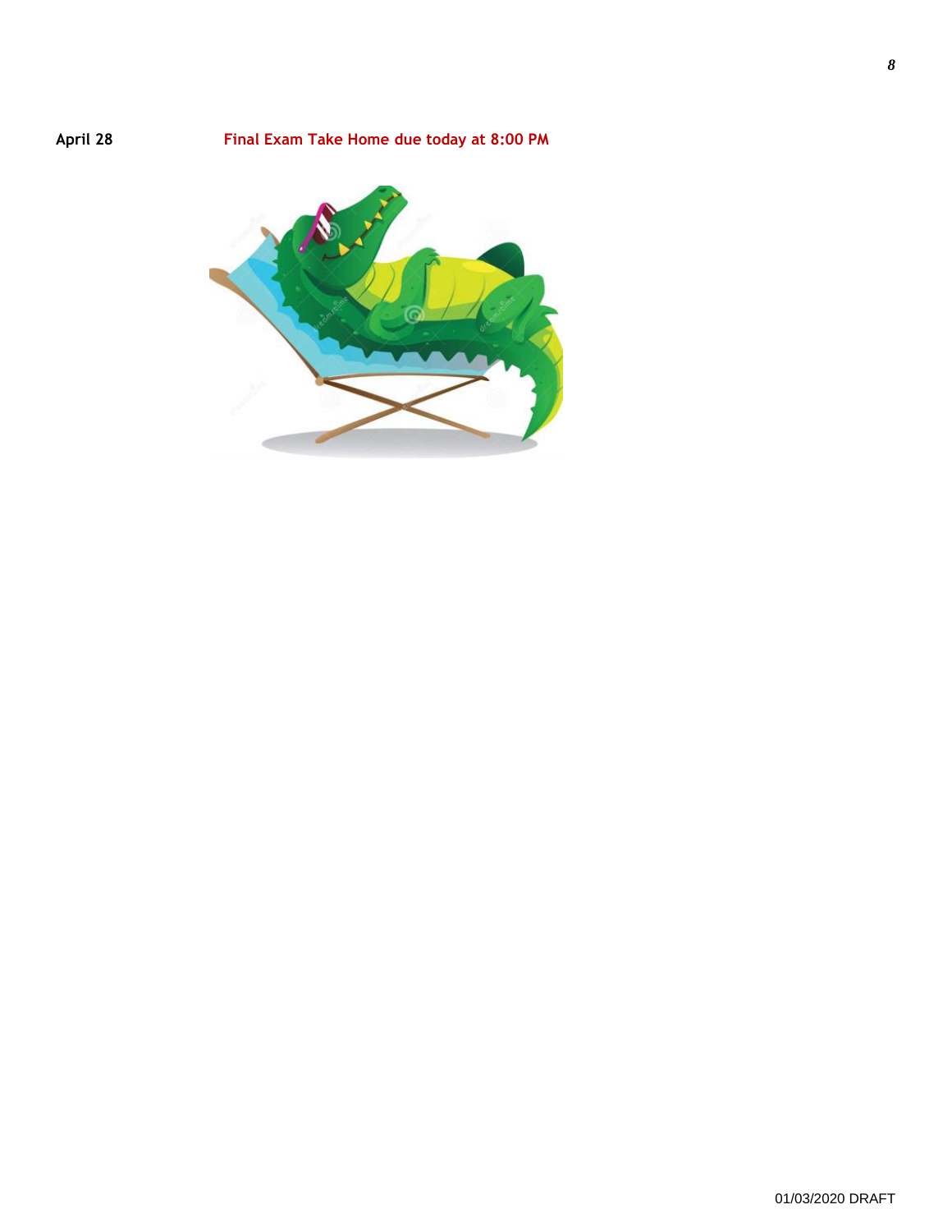**April 28** Final Exam Take Home due today at 8:00 PM